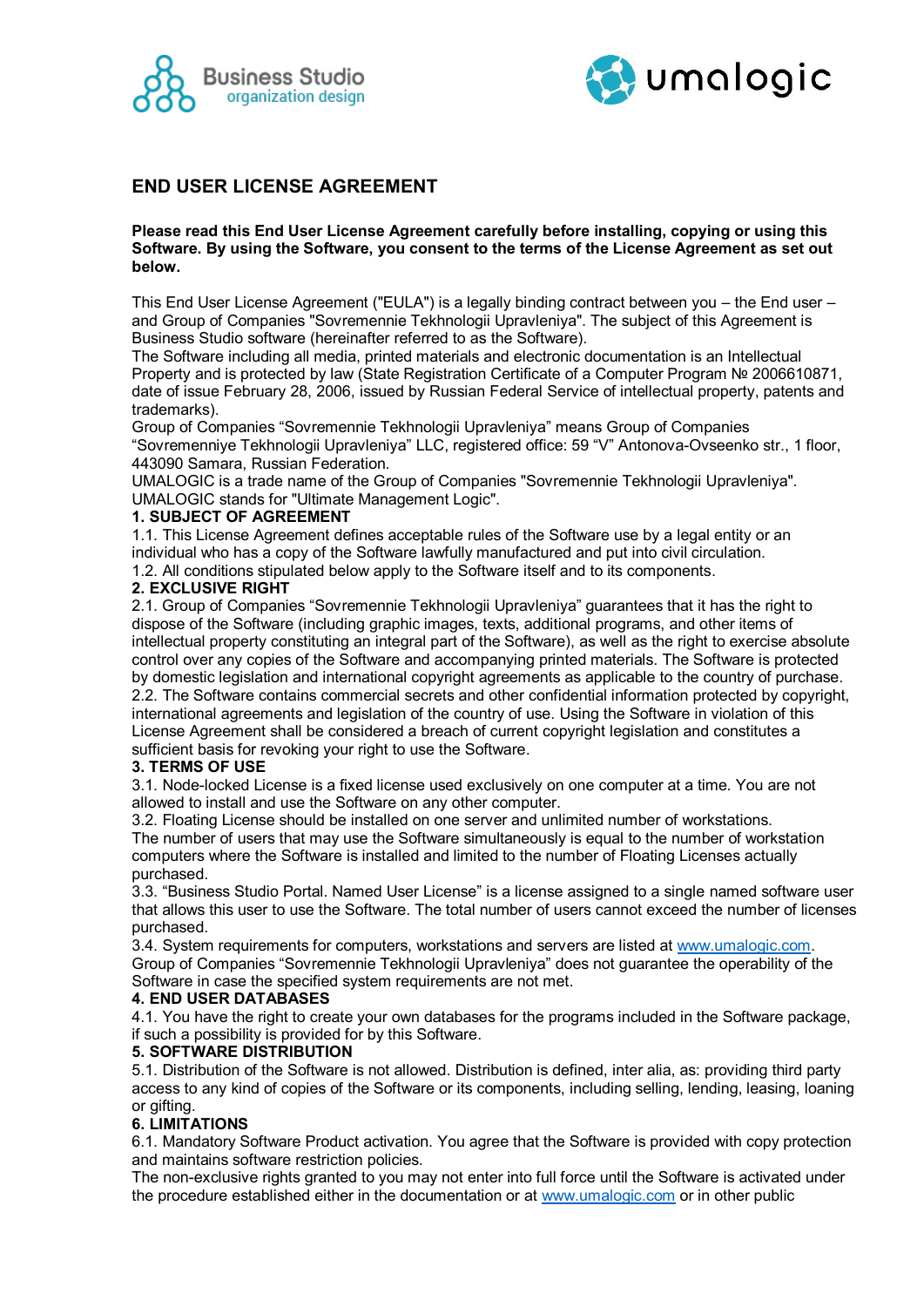# END USER LICENSE AGREEMENT

**Please read this End User License Agreement carefully before installing, copying or using this Software. By using the Software, you consent to the terms of the License Agreement as set out below.**

This End User License Agreement ("EULA") is a legally binding contract between you – the End user – and Group of Companies "Sovremennie Tekhnologii Upravleniya". The subject of this Agreement is Business Studio software (hereinafter referred to as the Software).
The Software including all media, printed materials and electronic documentation is an Intellectual Property and is protected by law (State Registration Certificate of a Computer Program № 2006610871, date of issue February 28, 2006, issued by Russian Federal Service of intellectual property, patents and trademarks).
Group of Companies “Sovremennie Tekhnologii Upravleniya” means Group of Companies “Sovremenniye Tekhnologii Upravleniya” LLC, registered office: 59 “V” Antonova-Ovseenko str., 1 floor, 443090 Samara, Russian Federation.
UMALOGIC is a trade name of the Group of Companies "Sovremennie Tekhnologii Upravleniya". UMALOGIC stands for "Ultimate Management Logic".

**1. SUBJECT OF AGREEMENT**

1.1. This License Agreement defines acceptable rules of the Software use by a legal entity or an individual who has a copy of the Software lawfully manufactured and put into civil circulation.
1.2. All conditions stipulated below apply to the Software itself and to its components.

**2. EXCLUSIVE RIGHT**

2.1. Group of Companies “Sovremennie Tekhnologii Upravleniya” guarantees that it has the right to dispose of the Software (including graphic images, texts, additional programs, and other items of intellectual property constituting an integral part of the Software), as well as the right to exercise absolute control over any copies of the Software and accompanying printed materials. The Software is protected by domestic legislation and international copyright agreements as applicable to the country of purchase.
2.2. The Software contains commercial secrets and other confidential information protected by copyright, international agreements and legislation of the country of use. Using the Software in violation of this License Agreement shall be considered a breach of current copyright legislation and constitutes a sufficient basis for revoking your right to use the Software.

**3. TERMS OF USE**

3.1. Node-locked License is a fixed license used exclusively on one computer at a time. You are not allowed to install and use the Software on any other computer.
3.2. Floating License should be installed on one server and unlimited number of workstations. The number of users that may use the Software simultaneously is equal to the number of workstation computers where the Software is installed and limited to the number of Floating Licenses actually purchased.
3.3. “Business Studio Portal. Named User License” is a license assigned to a single named software user that allows this user to use the Software. The total number of users cannot exceed the number of licenses purchased.
3.4. System requirements for computers, workstations and servers are listed at www.umalogic.com. Group of Companies “Sovremennie Tekhnologii Upravleniya” does not guarantee the operability of the Software in case the specified system requirements are not met.

**4. END USER DATABASES**

4.1. You have the right to create your own databases for the programs included in the Software package, if such a possibility is provided for by this Software.

**5. SOFTWARE DISTRIBUTION**

5.1. Distribution of the Software is not allowed. Distribution is defined, inter alia, as: providing third party access to any kind of copies of the Software or its components, including selling, lending, leasing, loaning or gifting.

**6. LIMITATIONS**

6.1. Mandatory Software Product activation. You agree that the Software is provided with copy protection and maintains software restriction policies.
The non-exclusive rights granted to you may not enter into full force until the Software is activated under the procedure established either in the documentation or at www.umalogic.com or in other public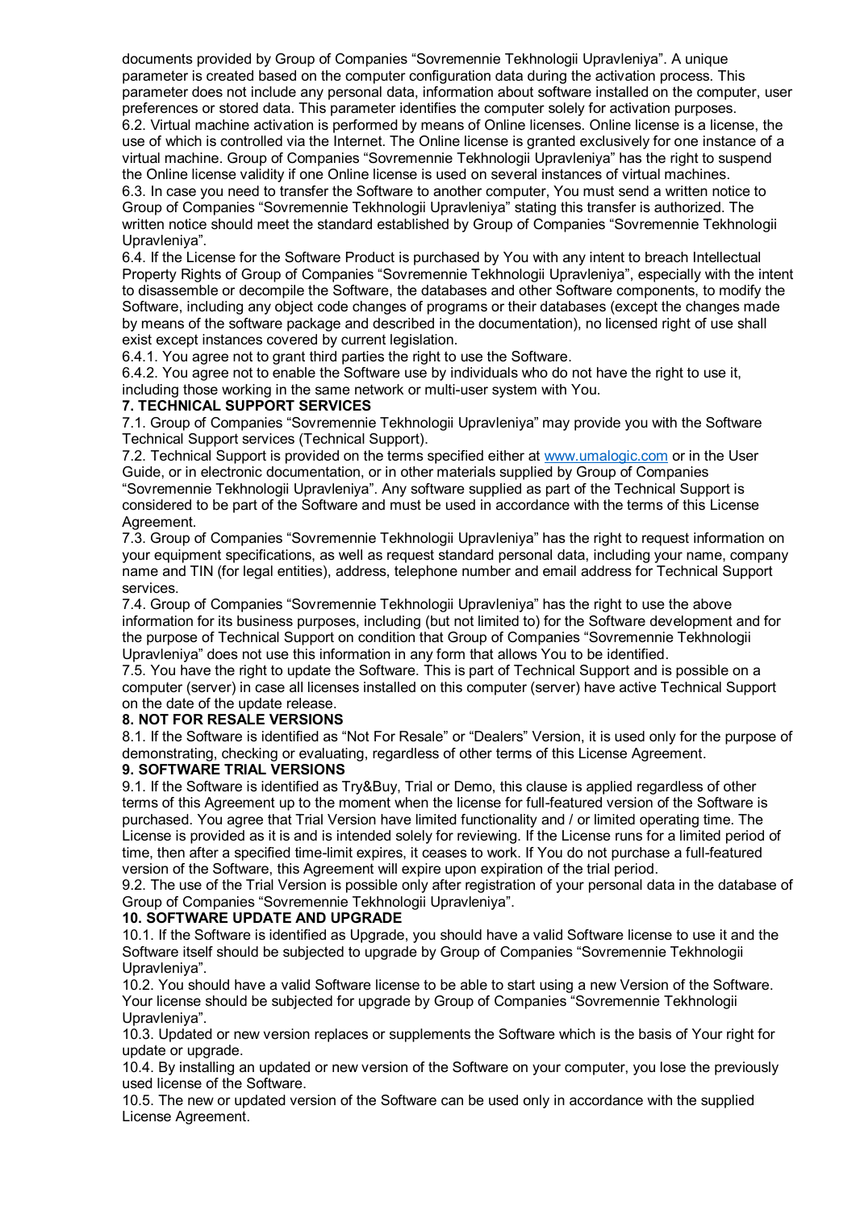documents provided by Group of Companies "Sovremennie Tekhnologii Upravleniya". A unique parameter is created based on the computer configuration data during the activation process. This parameter does not include any personal data, information about software installed on the computer, user preferences or stored data. This parameter identifies the computer solely for activation purposes.

6.2. Virtual machine activation is performed by means of Online licenses. Online license is a license, the use of which is controlled via the Internet. The Online license is granted exclusively for one instance of a virtual machine. Group of Companies "Sovremennie Tekhnologii Upravleniya" has the right to suspend the Online license validity if one Online license is used on several instances of virtual machines.

6.3. In case you need to transfer the Software to another computer, You must send a written notice to Group of Companies "Sovremennie Tekhnologii Upravleniya" stating this transfer is authorized. The written notice should meet the standard established by Group of Companies "Sovremennie Tekhnologii Upravleniya".

6.4. If the License for the Software Product is purchased by You with any intent to breach Intellectual Property Rights of Group of Companies "Sovremennie Tekhnologii Upravleniya", especially with the intent to disassemble or decompile the Software, the databases and other Software components, to modify the Software, including any object code changes of programs or their databases (except the changes made by means of the software package and described in the documentation), no licensed right of use shall exist except instances covered by current legislation.

6.4.1. You agree not to grant third parties the right to use the Software.

6.4.2. You agree not to enable the Software use by individuals who do not have the right to use it, including those working in the same network or multi-user system with You.

**7. TECHNICAL SUPPORT SERVICES**

7.1. Group of Companies "Sovremennie Tekhnologii Upravleniya" may provide you with the Software Technical Support services (Technical Support).

7.2. Technical Support is provided on the terms specified either at www.umalogic.com or in the User Guide, or in electronic documentation, or in other materials supplied by Group of Companies "Sovremennie Tekhnologii Upravleniya". Any software supplied as part of the Technical Support is considered to be part of the Software and must be used in accordance with the terms of this License Agreement.

7.3. Group of Companies "Sovremennie Tekhnologii Upravleniya" has the right to request information on your equipment specifications, as well as request standard personal data, including your name, company name and TIN (for legal entities), address, telephone number and email address for Technical Support services.

7.4. Group of Companies "Sovremennie Tekhnologii Upravleniya" has the right to use the above information for its business purposes, including (but not limited to) for the Software development and for the purpose of Technical Support on condition that Group of Companies "Sovremennie Tekhnologii Upravleniya" does not use this information in any form that allows You to be identified.

7.5. You have the right to update the Software. This is part of Technical Support and is possible on a computer (server) in case all licenses installed on this computer (server) have active Technical Support on the date of the update release.

**8. NOT FOR RESALE VERSIONS**

8.1. If the Software is identified as "Not For Resale" or "Dealers" Version, it is used only for the purpose of demonstrating, checking or evaluating, regardless of other terms of this License Agreement.

**9. SOFTWARE TRIAL VERSIONS**

9.1. If the Software is identified as Try&Buy, Trial or Demo, this clause is applied regardless of other terms of this Agreement up to the moment when the license for full-featured version of the Software is purchased. You agree that Trial Version have limited functionality and / or limited operating time. The License is provided as it is and is intended solely for reviewing. If the License runs for a limited period of time, then after a specified time-limit expires, it ceases to work. If You do not purchase a full-featured version of the Software, this Agreement will expire upon expiration of the trial period.

9.2. The use of the Trial Version is possible only after registration of your personal data in the database of Group of Companies "Sovremennie Tekhnologii Upravleniya".

**10. SOFTWARE UPDATE AND UPGRADE**

10.1. If the Software is identified as Upgrade, you should have a valid Software license to use it and the Software itself should be subjected to upgrade by Group of Companies "Sovremennie Tekhnologii Upravleniya".

10.2. You should have a valid Software license to be able to start using a new Version of the Software. Your license should be subjected for upgrade by Group of Companies "Sovremennie Tekhnologii Upravleniya".

10.3. Updated or new version replaces or supplements the Software which is the basis of Your right for update or upgrade.

10.4. By installing an updated or new version of the Software on your computer, you lose the previously used license of the Software.

10.5. The new or updated version of the Software can be used only in accordance with the supplied License Agreement.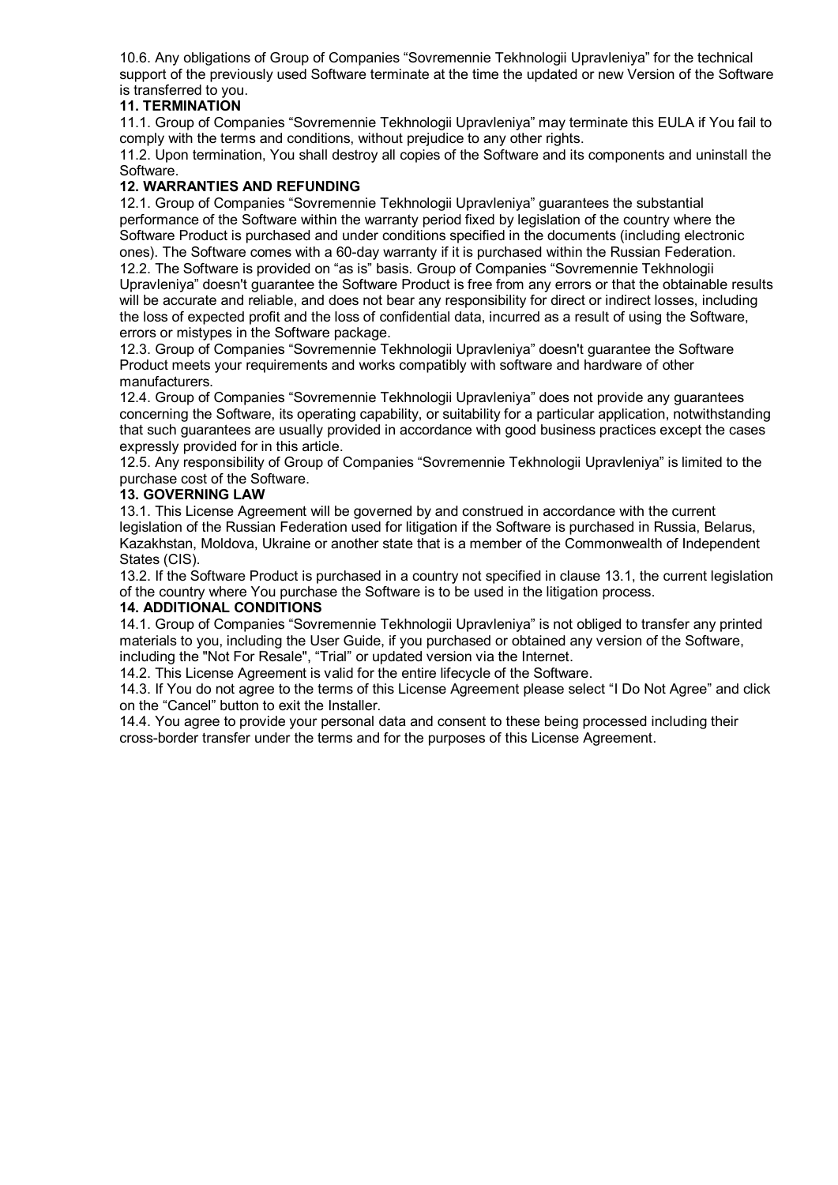10.6. Any obligations of Group of Companies “Sovremennie Tekhnologii Upravleniya” for the technical support of the previously used Software terminate at the time the updated or new Version of the Software is transferred to you.

**11. TERMINATION**

11.1. Group of Companies “Sovremennie Tekhnologii Upravleniya” may terminate this EULA if You fail to comply with the terms and conditions, without prejudice to any other rights.

11.2. Upon termination, You shall destroy all copies of the Software and its components and uninstall the Software.

**12. WARRANTIES AND REFUNDING**

12.1. Group of Companies “Sovremennie Tekhnologii Upravleniya” guarantees the substantial performance of the Software within the warranty period fixed by legislation of the country where the Software Product is purchased and under conditions specified in the documents (including electronic ones). The Software comes with a 60-day warranty if it is purchased within the Russian Federation.

12.2. The Software is provided on “as is” basis. Group of Companies “Sovremennie Tekhnologii Upravleniya” doesn't guarantee the Software Product is free from any errors or that the obtainable results will be accurate and reliable, and does not bear any responsibility for direct or indirect losses, including the loss of expected profit and the loss of confidential data, incurred as a result of using the Software, errors or mistypes in the Software package.

12.3. Group of Companies “Sovremennie Tekhnologii Upravleniya” doesn't guarantee the Software Product meets your requirements and works compatibly with software and hardware of other manufacturers.

12.4. Group of Companies “Sovremennie Tekhnologii Upravleniya” does not provide any guarantees concerning the Software, its operating capability, or suitability for a particular application, notwithstanding that such guarantees are usually provided in accordance with good business practices except the cases expressly provided for in this article.

12.5. Any responsibility of Group of Companies “Sovremennie Tekhnologii Upravleniya” is limited to the purchase cost of the Software.

**13. GOVERNING LAW**

13.1. This License Agreement will be governed by and construed in accordance with the current legislation of the Russian Federation used for litigation if the Software is purchased in Russia, Belarus, Kazakhstan, Moldova, Ukraine or another state that is a member of the Commonwealth of Independent States (CIS).

13.2. If the Software Product is purchased in a country not specified in clause 13.1, the current legislation of the country where You purchase the Software is to be used in the litigation process.

**14. ADDITIONAL CONDITIONS**

14.1. Group of Companies “Sovremennie Tekhnologii Upravleniya” is not obliged to transfer any printed materials to you, including the User Guide, if you purchased or obtained any version of the Software, including the "Not For Resale", “Trial” or updated version via the Internet.

14.2. This License Agreement is valid for the entire lifecycle of the Software.

14.3. If You do not agree to the terms of this License Agreement please select “I Do Not Agree” and click on the “Cancel” button to exit the Installer.

14.4. You agree to provide your personal data and consent to these being processed including their cross-border transfer under the terms and for the purposes of this License Agreement.